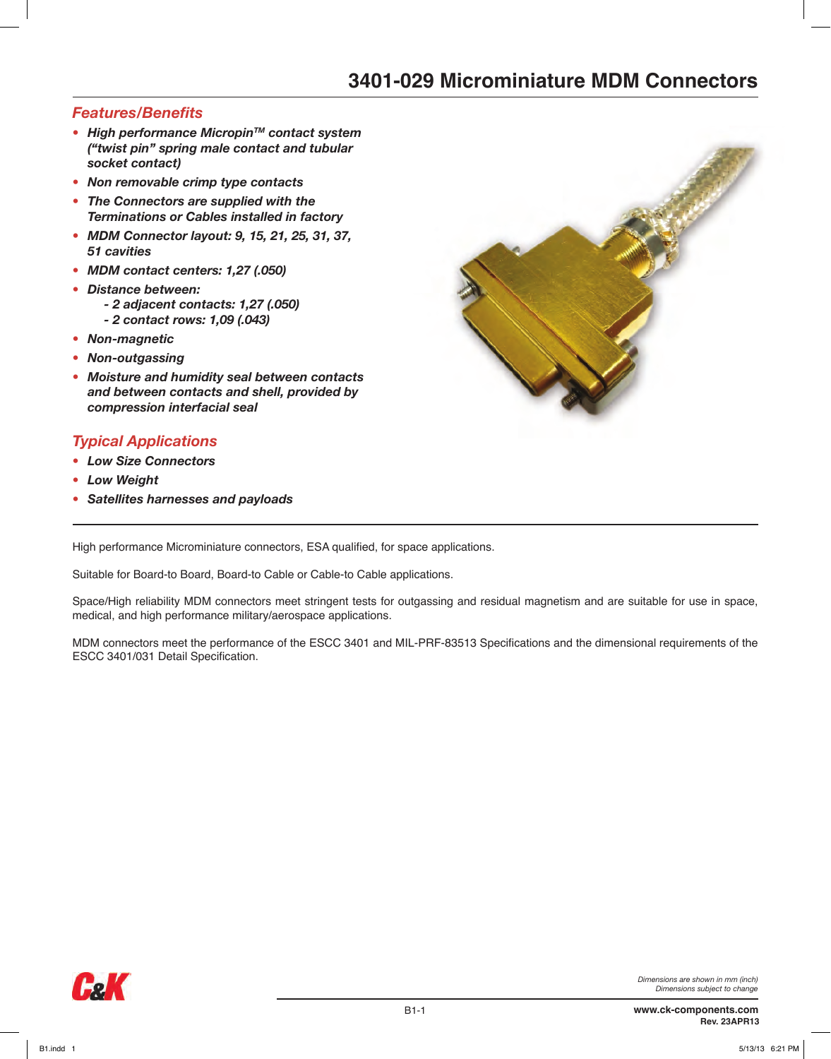# 3401-029 Microminiature MDM Connectors

## Features/Benefits

- ***High performance Micropin™ contact system ("twist pin" spring male contact and tubular socket contact)***
- ***Non removable crimp type contacts***
- ***The Connectors are supplied with the Terminations or Cables installed in factory***
- ***MDM Connector layout: 9, 15, 21, 25, 31, 37, 51 cavities***
- ***MDM contact centers: 1,27 (.050)***
- ***Distance between:***
  - ***- 2 adjacent contacts: 1,27 (.050)***
  - ***- 2 contact rows: 1,09 (.043)***
- ***Non-magnetic***
- ***Non-outgassing***
- ***Moisture and humidity seal between contacts and between contacts and shell, provided by compression interfacial seal***

## Typical Applications

- ***Low Size Connectors***
- ***Low Weight***
- ***Satellites harnesses and payloads***

High performance Microminiature connectors, ESA qualified, for space applications.

Suitable for Board-to Board, Board-to Cable or Cable-to Cable applications.

Space/High reliability MDM connectors meet stringent tests for outgassing and residual magnetism and are suitable for use in space, medical, and high performance military/aerospace applications.

MDM connectors meet the performance of the ESCC 3401 and MIL-PRF-83513 Specifications and the dimensional requirements of the ESCC 3401/031 Detail Specification.

*Dimensions are shown in mm (inch)*
*Dimensions subject to change*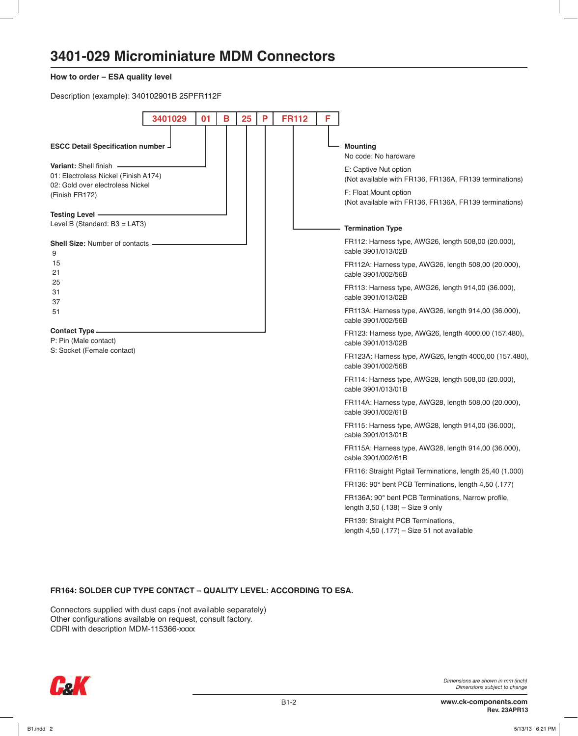# 3401-029 Microminiature MDM Connectors

## How to order – ESA quality level

Description (example): 340102901B 25PFR112F

| 3401029 | 01 | B | 25 | P | FR112 | F |
|---|---|---|---|---|---|---|

**ESCC Detail Specification number**

**Variant:** Shell finish
01: Electroless Nickel (Finish A174)
02: Gold over electroless Nickel
(Finish FR172)

**Testing Level**
Level B (Standard: B3 = LAT3)

**Shell Size:** Number of contacts
9
15
21
25
31
37
51

**Contact Type**
P: Pin (Male contact)
S: Socket (Female contact)

**Mounting**
No code: No hardware

E: Captive Nut option
(Not available with FR136, FR136A, FR139 terminations)

F: Float Mount option
(Not available with FR136, FR136A, FR139 terminations)

**Termination Type**

FR112: Harness type, AWG26, length 508,00 (20.000), cable 3901/013/02B

FR112A: Harness type, AWG26, length 508,00 (20.000), cable 3901/002/56B

FR113: Harness type, AWG26, length 914,00 (36.000), cable 3901/013/02B

FR113A: Harness type, AWG26, length 914,00 (36.000), cable 3901/002/56B

FR123: Harness type, AWG26, length 4000,00 (157.480), cable 3901/013/02B

FR123A: Harness type, AWG26, length 4000,00 (157.480), cable 3901/002/56B

FR114: Harness type, AWG28, length 508,00 (20.000), cable 3901/013/01B

FR114A: Harness type, AWG28, length 508,00 (20.000), cable 3901/002/61B

FR115: Harness type, AWG28, length 914,00 (36.000), cable 3901/013/01B

FR115A: Harness type, AWG28, length 914,00 (36.000), cable 3901/002/61B

FR116: Straight Pigtail Terminations, length 25,40 (1.000)

FR136: 90° bent PCB Terminations, length 4,50 (.177)

FR136A: 90° bent PCB Terminations, Narrow profile, length 3,50 (.138) – Size 9 only

FR139: Straight PCB Terminations, length 4,50 (.177) – Size 51 not available

**FR164: SOLDER CUP TYPE CONTACT – QUALITY LEVEL: ACCORDING TO ESA.**

Connectors supplied with dust caps (not available separately)
Other configurations available on request, consult factory.
CDRI with description MDM-115366-xxxx

*Dimensions are shown in mm (inch)*
*Dimensions subject to change*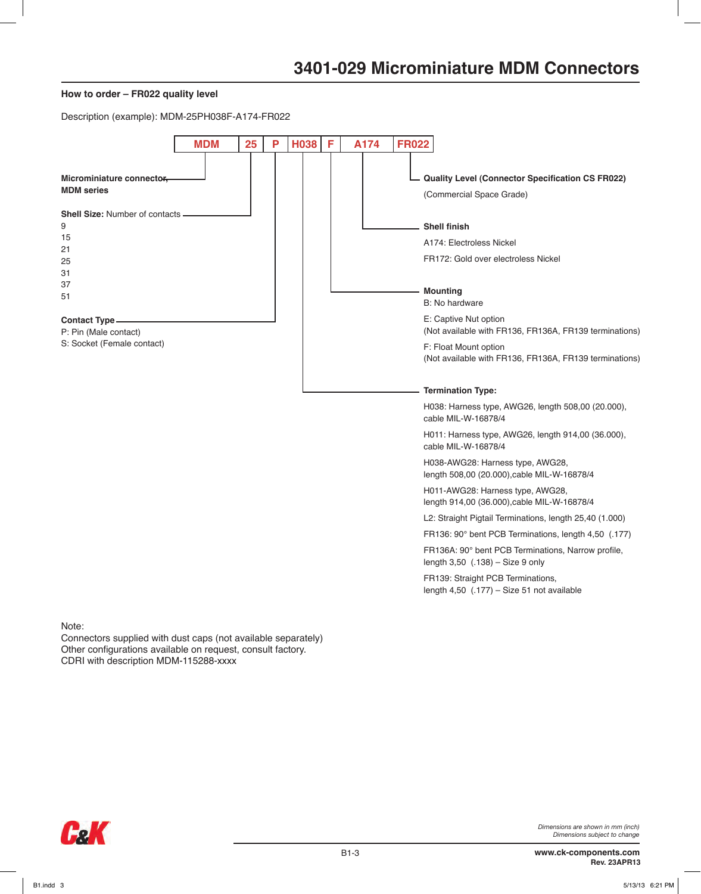# 3401-029 Microminiature MDM Connectors

### How to order – FR022 quality level

Description (example): MDM-25PH038F-A174-FR022

| MDM | 25 | P | H038 | F | A174 | FR022 |
|---|---|---|---|---|---|---|

**Microminiature connector, MDM series**

**Shell Size:** Number of contacts
- 9
- 15
- 21
- 25
- 31
- 37
- 51

**Contact Type**
- P: Pin (Male contact)
- S: Socket (Female contact)

**Quality Level (Connector Specification CS FR022)**

(Commercial Space Grade)

**Shell finish**

A174: Electroless Nickel

FR172: Gold over electroless Nickel

**Mounting**

B: No hardware

E: Captive Nut option
(Not available with FR136, FR136A, FR139 terminations)

F: Float Mount option
(Not available with FR136, FR136A, FR139 terminations)

**Termination Type:**

H038: Harness type, AWG26, length 508,00 (20.000), cable MIL-W-16878/4

H011: Harness type, AWG26, length 914,00 (36.000), cable MIL-W-16878/4

H038-AWG28: Harness type, AWG28, length 508,00 (20.000),cable MIL-W-16878/4

H011-AWG28: Harness type, AWG28, length 914,00 (36.000),cable MIL-W-16878/4

L2: Straight Pigtail Terminations, length 25,40 (1.000)

FR136: 90° bent PCB Terminations, length 4,50 (.177)

FR136A: 90° bent PCB Terminations, Narrow profile, length 3,50 (.138) – Size 9 only

FR139: Straight PCB Terminations, length 4,50 (.177) – Size 51 not available

Note:
Connectors supplied with dust caps (not available separately)
Other configurations available on request, consult factory.
CDRI with description MDM-115288-xxxx

*Dimensions are shown in mm (inch)*
*Dimensions subject to change*

www.ck-components.com
Rev. 23APR13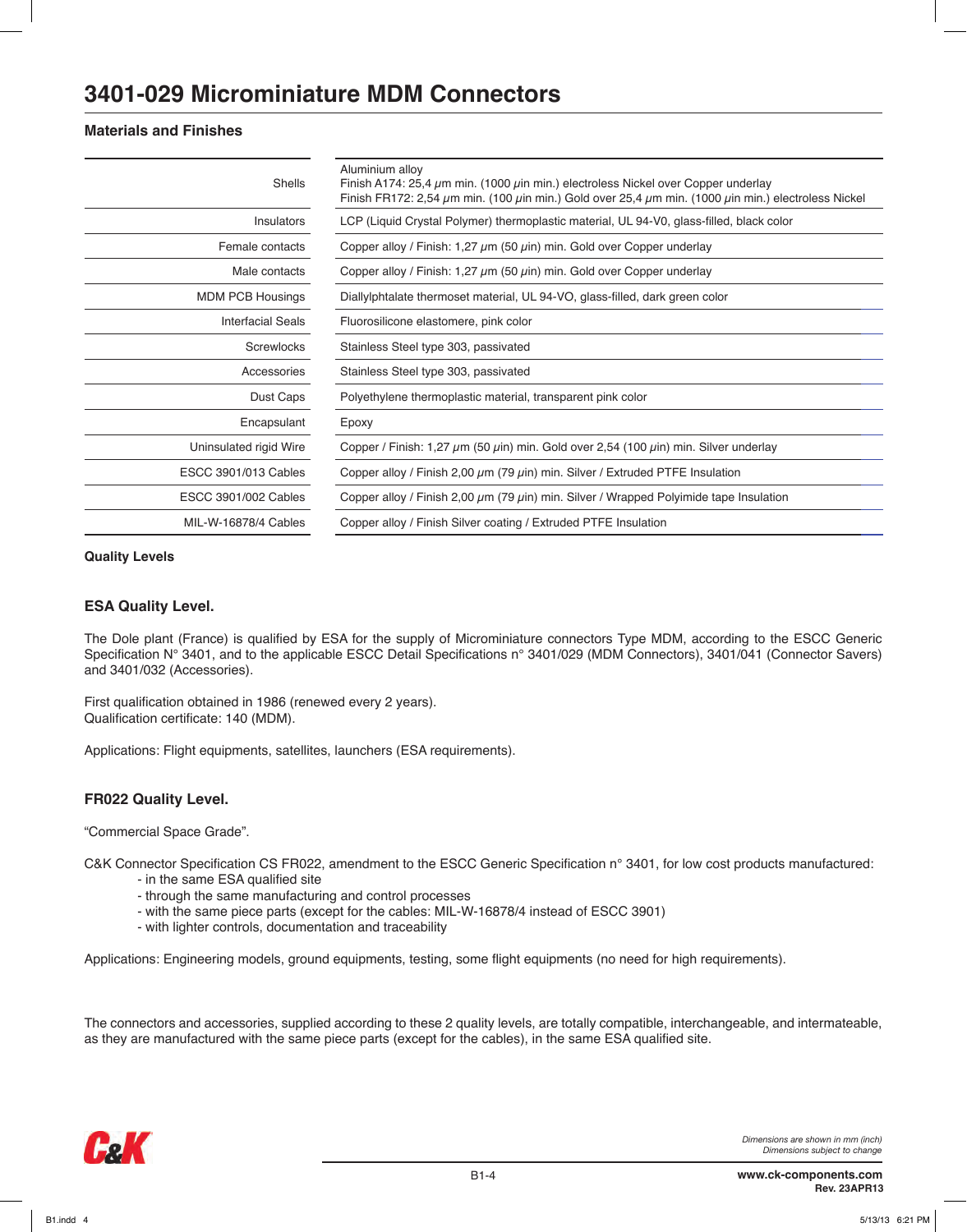# 3401-029 Microminiature MDM Connectors

### Materials and Finishes

| | |
|---|---|
| Shells | Aluminium alloy<br>Finish A174: 25,4 µm min. (1000 µin min.) electroless Nickel over Copper underlay<br>Finish FR172: 2,54 µm min. (100 µin min.) Gold over 25,4 µm min. (1000 µin min.) electroless Nickel |
| Insulators | LCP (Liquid Crystal Polymer) thermoplastic material, UL 94-V0, glass-filled, black color |
| Female contacts | Copper alloy / Finish: 1,27 µm (50 µin) min. Gold over Copper underlay |
| Male contacts | Copper alloy / Finish: 1,27 µm (50 µin) min. Gold over Copper underlay |
| MDM PCB Housings | Diallylphtalate thermoset material, UL 94-VO, glass-filled, dark green color |
| Interfacial Seals | Fluorosilicone elastomere, pink color |
| Screwlocks | Stainless Steel type 303, passivated |
| Accessories | Stainless Steel type 303, passivated |
| Dust Caps | Polyethylene thermoplastic material, transparent pink color |
| Encapsulant | Epoxy |
| Uninsulated rigid Wire | Copper / Finish: 1,27 µm (50 µin) min. Gold over 2,54 (100 µin) min. Silver underlay |
| ESCC 3901/013 Cables | Copper alloy / Finish 2,00 µm (79 µin) min. Silver / Extruded PTFE Insulation |
| ESCC 3901/002 Cables | Copper alloy / Finish 2,00 µm (79 µin) min. Silver / Wrapped Polyimide tape Insulation |
| MIL-W-16878/4 Cables | Copper alloy / Finish Silver coating / Extruded PTFE Insulation |

### Quality Levels

#### ESA Quality Level.

The Dole plant (France) is qualified by ESA for the supply of Microminiature connectors Type MDM, according to the ESCC Generic Specification N° 3401, and to the applicable ESCC Detail Specifications n° 3401/029 (MDM Connectors), 3401/041 (Connector Savers) and 3401/032 (Accessories).

First qualification obtained in 1986 (renewed every 2 years).
Qualification certificate: 140 (MDM).

Applications: Flight equipments, satellites, launchers (ESA requirements).

#### FR022 Quality Level.

“Commercial Space Grade”.

C&K Connector Specification CS FR022, amendment to the ESCC Generic Specification n° 3401, for low cost products manufactured:
- in the same ESA qualified site
- through the same manufacturing and control processes
- with the same piece parts (except for the cables: MIL-W-16878/4 instead of ESCC 3901)
- with lighter controls, documentation and traceability

Applications: Engineering models, ground equipments, testing, some flight equipments (no need for high requirements).

The connectors and accessories, supplied according to these 2 quality levels, are totally compatible, interchangeable, and intermateable, as they are manufactured with the same piece parts (except for the cables), in the same ESA qualified site.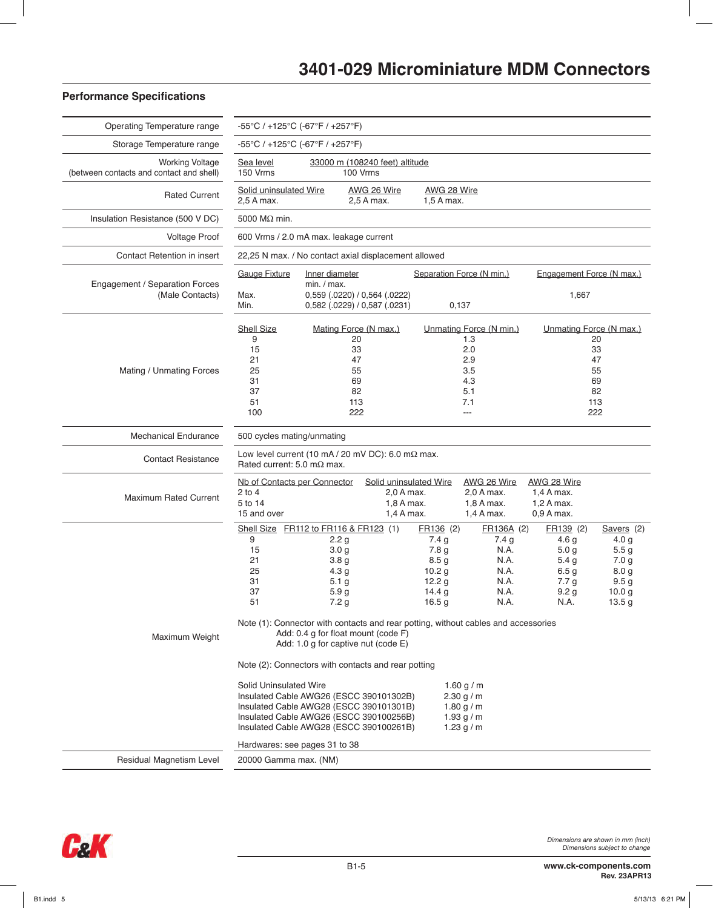# 3401-029 Microminiature MDM Connectors

## Performance Specifications

| Parameter | Specification |
|---|---|
| Operating Temperature range | -55°C / +125°C (-67°F / +257°F) |
| Storage Temperature range | -55°C / +125°C (-67°F / +257°F) |
| Working Voltage (between contacts and contact and shell) | Sea level: 150 Vrms; 33000 m (108240 feet) altitude: 100 Vrms |
| Rated Current | Solid uninsulated Wire: 2,5 A max.; AWG 26 Wire: 2,5 A max.; AWG 28 Wire: 1,5 A max. |
| Insulation Resistance (500 V DC) | 5000 MΩ min. |
| Voltage Proof | 600 Vrms / 2.0 mA max. leakage current |
| Contact Retention in insert | 22,25 N max. / No contact axial displacement allowed |

**Engagement / Separation Forces (Male Contacts)**

| Gauge Fixture | Inner diameter min. / max. | Separation Force (N min.) | Engagement Force (N max.) |
|---|---|---|---|
| Max. | 0,559 (.0220) / 0,564 (.0222) | | 1,667 |
| Min. | 0,582 (.0229) / 0,587 (.0231) | 0,137 | |

**Mating / Unmating Forces**

| Shell Size | Mating Force (N max.) | Unmating Force (N min.) | Unmating Force (N max.) |
|---|---|---|---|
| 9 | 20 | 1.3 | 20 |
| 15 | 33 | 2.0 | 33 |
| 21 | 47 | 2.9 | 47 |
| 25 | 55 | 3.5 | 55 |
| 31 | 69 | 4.3 | 69 |
| 37 | 82 | 5.1 | 82 |
| 51 | 113 | 7.1 | 113 |
| 100 | 222 | --- | 222 |

| Parameter | Specification |
|---|---|
| Mechanical Endurance | 500 cycles mating/unmating |
| Contact Resistance | Low level current (10 mA / 20 mV DC): 6.0 mΩ max. Rated current: 5.0 mΩ max. |

**Maximum Rated Current**

| Nb of Contacts per Connector | Solid uninsulated Wire | AWG 26 Wire | AWG 28 Wire |
|---|---|---|---|
| 2 to 4 | 2,0 A max. | 2,0 A max. | 1,4 A max. |
| 5 to 14 | 1,8 A max. | 1,8 A max. | 1,2 A max. |
| 15 and over | 1,4 A max. | 1,4 A max. | 0,9 A max. |

**Maximum Weight**

| Shell Size | FR112 to FR116 & FR123 (1) | FR136 (2) | FR136A (2) | FR139 (2) | Savers (2) |
|---|---|---|---|---|---|
| 9 | 2.2 g | 7.4 g | 7.4 g | 4.6 g | 4.0 g |
| 15 | 3.0 g | 7.8 g | N.A. | 5.0 g | 5.5 g |
| 21 | 3.8 g | 8.5 g | N.A. | 5.4 g | 7.0 g |
| 25 | 4.3 g | 10.2 g | N.A. | 6.5 g | 8.0 g |
| 31 | 5.1 g | 12.2 g | N.A. | 7.7 g | 9.5 g |
| 37 | 5.9 g | 14.4 g | N.A. | 9.2 g | 10.0 g |
| 51 | 7.2 g | 16.5 g | N.A. | N.A. | 13.5 g |

Note (1): Connector with contacts and rear potting, without cables and accessories
Add: 0.4 g for float mount (code F)
Add: 1.0 g for captive nut (code E)

Note (2): Connectors with contacts and rear potting

| Wire | Weight |
|---|---|
| Solid Uninsulated Wire | 1.60 g / m |
| Insulated Cable AWG26 (ESCC 390101302B) | 2.30 g / m |
| Insulated Cable AWG28 (ESCC 390101301B) | 1.80 g / m |
| Insulated Cable AWG26 (ESCC 390100256B) | 1.93 g / m |
| Insulated Cable AWG28 (ESCC 390100261B) | 1.23 g / m |

Hardwares: see pages 31 to 38

| Parameter | Specification |
|---|---|
| Residual Magnetism Level | 20000 Gamma max. (NM) |

*Dimensions are shown in mm (inch)*
*Dimensions subject to change*

www.ck-components.com
Rev. 23APR13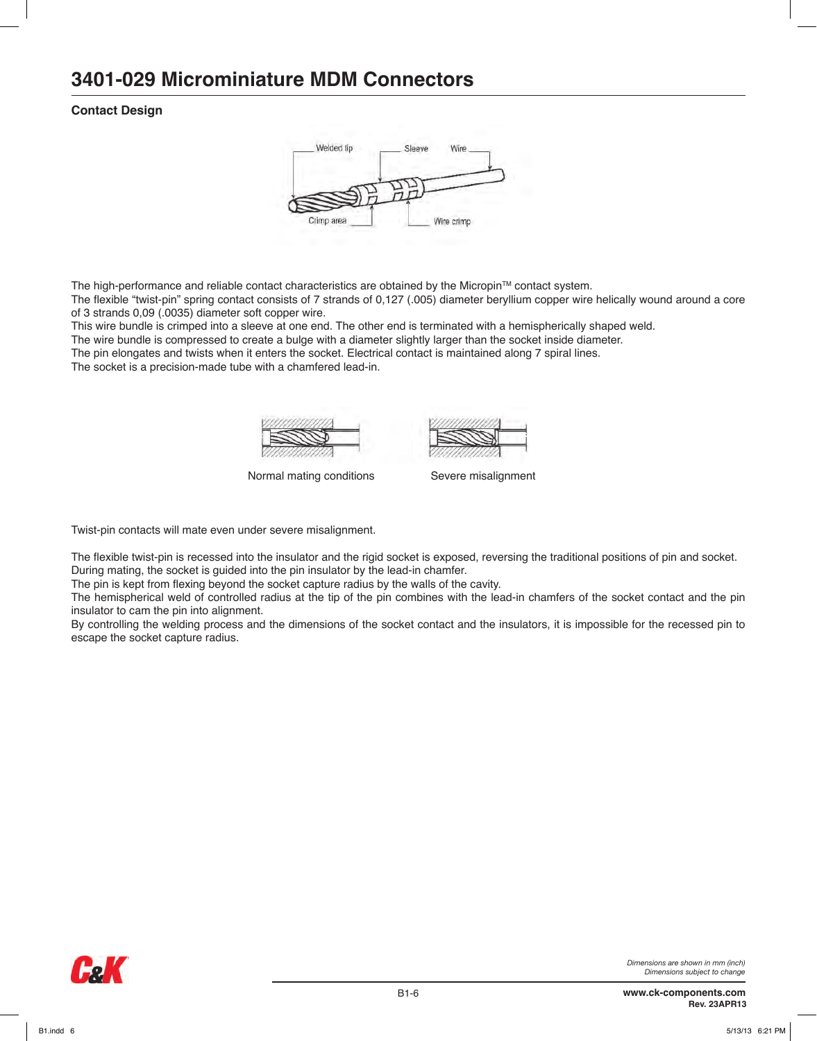# 3401-029 Microminiature MDM Connectors

**Contact Design**

Welded tip — Sleeve — Wire

Crimp area — Wire crimp

The high-performance and reliable contact characteristics are obtained by the Micropin™ contact system.
The flexible "twist-pin" spring contact consists of 7 strands of 0,127 (.005) diameter beryllium copper wire helically wound around a core of 3 strands 0,09 (.0035) diameter soft copper wire.
This wire bundle is crimped into a sleeve at one end. The other end is terminated with a hemispherically shaped weld.
The wire bundle is compressed to create a bulge with a diameter slightly larger than the socket inside diameter.
The pin elongates and twists when it enters the socket. Electrical contact is maintained along 7 spiral lines.
The socket is a precision-made tube with a chamfered lead-in.

Normal mating conditions

Severe misalignment

Twist-pin contacts will mate even under severe misalignment.

The flexible twist-pin is recessed into the insulator and the rigid socket is exposed, reversing the traditional positions of pin and socket.
During mating, the socket is guided into the pin insulator by the lead-in chamfer.
The pin is kept from flexing beyond the socket capture radius by the walls of the cavity.
The hemispherical weld of controlled radius at the tip of the pin combines with the lead-in chamfers of the socket contact and the pin insulator to cam the pin into alignment.
By controlling the welding process and the dimensions of the socket contact and the insulators, it is impossible for the recessed pin to escape the socket capture radius.

*Dimensions are shown in mm (inch)*
*Dimensions subject to change*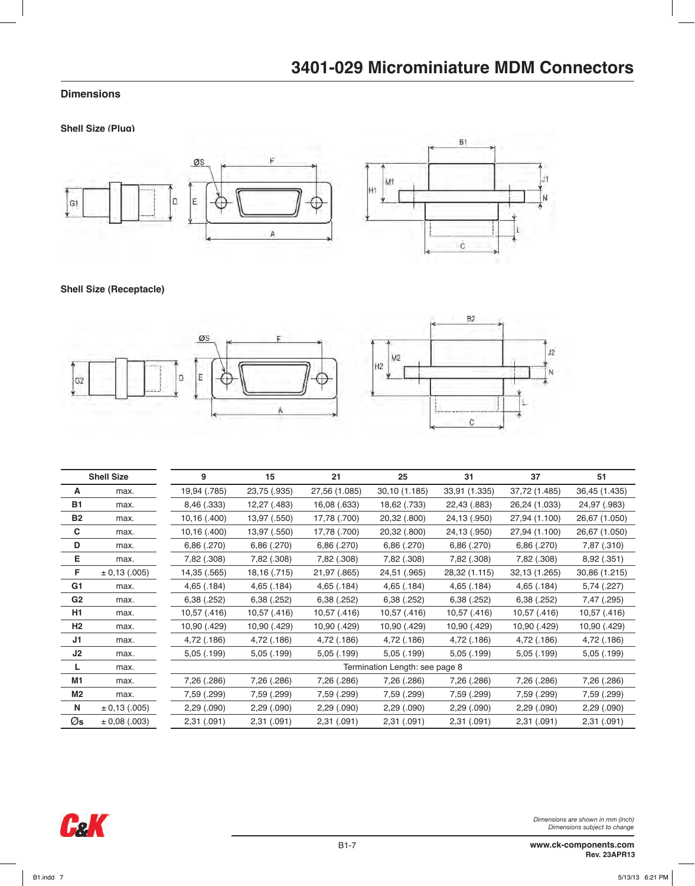# 3401-029 Microminiature MDM Connectors

## Dimensions

### Shell Size (Plug)

### Shell Size (Receptacle)

| Shell Size | | 9 | 15 | 21 | 25 | 31 | 37 | 51 |
|---|---|---|---|---|---|---|---|---|
| **A** | max. | 19,94 (.785) | 23,75 (.935) | 27,56 (1.085) | 30,10 (1.185) | 33,91 (1.335) | 37,72 (1.485) | 36,45 (1.435) |
| **B1** | max. | 8,46 (.333) | 12,27 (.483) | 16,08 (.633) | 18,62 (.733) | 22,43 (.883) | 26,24 (1.033) | 24,97 (.983) |
| **B2** | max. | 10,16 (.400) | 13,97 (.550) | 17,78 (.700) | 20,32 (.800) | 24,13 (.950) | 27,94 (1.100) | 26,67 (1.050) |
| **C** | max. | 10,16 (.400) | 13,97 (.550) | 17,78 (.700) | 20,32 (.800) | 24,13 (.950) | 27,94 (1.100) | 26,67 (1.050) |
| **D** | max. | 6,86 (.270) | 6,86 (.270) | 6,86 (.270) | 6,86 (.270) | 6,86 (.270) | 6,86 (.270) | 7,87 (.310) |
| **E** | max. | 7,82 (.308) | 7,82 (.308) | 7,82 (.308) | 7,82 (.308) | 7,82 (.308) | 7,82 (.308) | 8,92 (.351) |
| **F** | ± 0,13 (.005) | 14,35 (.565) | 18,16 (.715) | 21,97 (.865) | 24,51 (.965) | 28,32 (1.115) | 32,13 (1.265) | 30,86 (1.215) |
| **G1** | max. | 4,65 (.184) | 4,65 (.184) | 4,65 (.184) | 4,65 (.184) | 4,65 (.184) | 4,65 (.184) | 5,74 (.227) |
| **G2** | max. | 6,38 (.252) | 6,38 (.252) | 6,38 (.252) | 6,38 (.252) | 6,38 (.252) | 6,38 (.252) | 7,47 (.295) |
| **H1** | max. | 10,57 (.416) | 10,57 (.416) | 10,57 (.416) | 10,57 (.416) | 10,57 (.416) | 10,57 (.416) | 10,57 (.416) |
| **H2** | max. | 10,90 (.429) | 10,90 (.429) | 10,90 (.429) | 10,90 (.429) | 10,90 (.429) | 10,90 (.429) | 10,90 (.429) |
| **J1** | max. | 4,72 (.186) | 4,72 (.186) | 4,72 (.186) | 4,72 (.186) | 4,72 (.186) | 4,72 (.186) | 4,72 (.186) |
| **J2** | max. | 5,05 (.199) | 5,05 (.199) | 5,05 (.199) | 5,05 (.199) | 5,05 (.199) | 5,05 (.199) | 5,05 (.199) |
| **L** | max. | Termination Length: see page 8 | | | | | | |
| **M1** | max. | 7,26 (.286) | 7,26 (.286) | 7,26 (.286) | 7,26 (.286) | 7,26 (.286) | 7,26 (.286) | 7,26 (.286) |
| **M2** | max. | 7,59 (.299) | 7,59 (.299) | 7,59 (.299) | 7,59 (.299) | 7,59 (.299) | 7,59 (.299) | 7,59 (.299) |
| **N** | ± 0,13 (.005) | 2,29 (.090) | 2,29 (.090) | 2,29 (.090) | 2,29 (.090) | 2,29 (.090) | 2,29 (.090) | 2,29 (.090) |
| **Øs** | ± 0,08 (.003) | 2,31 (.091) | 2,31 (.091) | 2,31 (.091) | 2,31 (.091) | 2,31 (.091) | 2,31 (.091) | 2,31 (.091) |

*Dimensions are shown in mm (inch)*
*Dimensions subject to change*

**www.ck-components.com**
**Rev. 23APR13**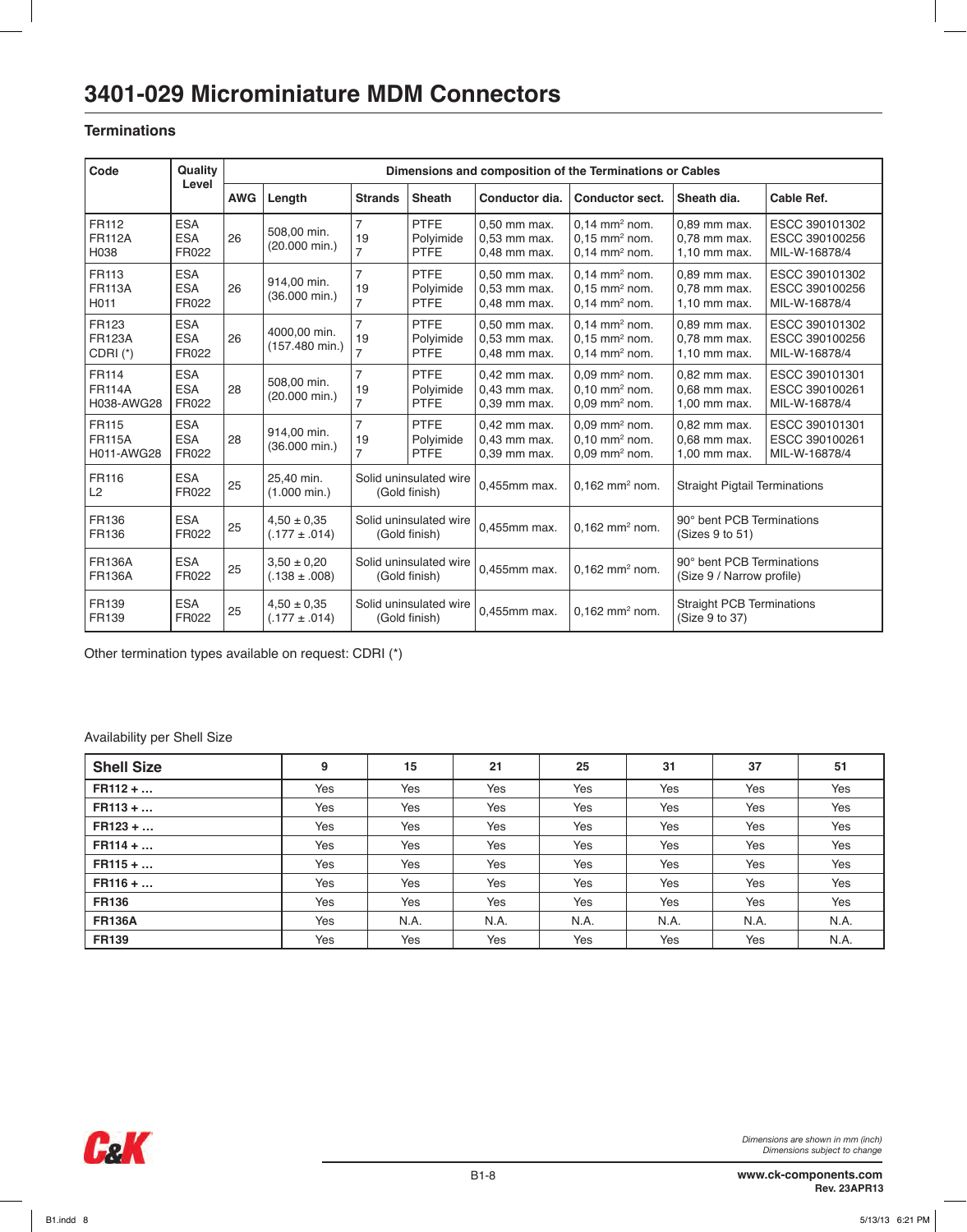# 3401-029 Microminiature MDM Connectors

## Terminations

| Code | Quality Level | Dimensions and composition of the Terminations or Cables | | | | | | | |
|---|---|---|---|---|---|---|---|---|---|
| | | AWG | Length | Strands | Sheath | Conductor dia. | Conductor sect. | Sheath dia. | Cable Ref. |
| FR112<br>FR112A<br>H038 | ESA<br>ESA<br>FR022 | 26 | 508,00 min.<br>(20.000 min.) | 7<br>19<br>7 | PTFE<br>Polyimide<br>PTFE | 0,50 mm max.<br>0,53 mm max.<br>0,48 mm max. | 0,14 mm² nom.<br>0,15 mm² nom.<br>0,14 mm² nom. | 0,89 mm max.<br>0,78 mm max.<br>1,10 mm max. | ESCC 390101302<br>ESCC 390100256<br>MIL-W-16878/4 |
| FR113<br>FR113A<br>H011 | ESA<br>ESA<br>FR022 | 26 | 914,00 min.<br>(36.000 min.) | 7<br>19<br>7 | PTFE<br>Polyimide<br>PTFE | 0,50 mm max.<br>0,53 mm max.<br>0,48 mm max. | 0,14 mm² nom.<br>0,15 mm² nom.<br>0,14 mm² nom. | 0,89 mm max.<br>0,78 mm max.<br>1,10 mm max. | ESCC 390101302<br>ESCC 390100256<br>MIL-W-16878/4 |
| FR123<br>FR123A<br>CDRI (*) | ESA<br>ESA<br>FR022 | 26 | 4000,00 min.<br>(157.480 min.) | 7<br>19<br>7 | PTFE<br>Polyimide<br>PTFE | 0,50 mm max.<br>0,53 mm max.<br>0,48 mm max. | 0,14 mm² nom.<br>0,15 mm² nom.<br>0,14 mm² nom. | 0,89 mm max.<br>0,78 mm max.<br>1,10 mm max. | ESCC 390101302<br>ESCC 390100256<br>MIL-W-16878/4 |
| FR114<br>FR114A<br>H038-AWG28 | ESA<br>ESA<br>FR022 | 28 | 508,00 min.<br>(20.000 min.) | 7<br>19<br>7 | PTFE<br>Polyimide<br>PTFE | 0,42 mm max.<br>0,43 mm max.<br>0,39 mm max. | 0,09 mm² nom.<br>0,10 mm² nom.<br>0,09 mm² nom. | 0,82 mm max.<br>0,68 mm max.<br>1,00 mm max. | ESCC 390101301<br>ESCC 390100261<br>MIL-W-16878/4 |
| FR115<br>FR115A<br>H011-AWG28 | ESA<br>ESA<br>FR022 | 28 | 914,00 min.<br>(36.000 min.) | 7<br>19<br>7 | PTFE<br>Polyimide<br>PTFE | 0,42 mm max.<br>0,43 mm max.<br>0,39 mm max. | 0,09 mm² nom.<br>0,10 mm² nom.<br>0,09 mm² nom. | 0,82 mm max.<br>0,68 mm max.<br>1,00 mm max. | ESCC 390101301<br>ESCC 390100261<br>MIL-W-16878/4 |
| FR116<br>L2 | ESA<br>FR022 | 25 | 25,40 min.<br>(1.000 min.) | Solid uninsulated wire (Gold finish) | | 0,455mm max. | 0,162 mm² nom. | Straight Pigtail Terminations | |
| FR136<br>FR136 | ESA<br>FR022 | 25 | 4,50 ± 0,35<br>(.177 ± .014) | Solid uninsulated wire (Gold finish) | | 0,455mm max. | 0,162 mm² nom. | 90° bent PCB Terminations<br>(Sizes 9 to 51) | |
| FR136A<br>FR136A | ESA<br>FR022 | 25 | 3,50 ± 0,20<br>(.138 ± .008) | Solid uninsulated wire (Gold finish) | | 0,455mm max. | 0,162 mm² nom. | 90° bent PCB Terminations<br>(Size 9 / Narrow profile) | |
| FR139<br>FR139 | ESA<br>FR022 | 25 | 4,50 ± 0,35<br>(.177 ± .014) | Solid uninsulated wire (Gold finish) | | 0,455mm max. | 0,162 mm² nom. | Straight PCB Terminations<br>(Size 9 to 37) | |

Other termination types available on request: CDRI (*)

Availability per Shell Size

| Shell Size | 9 | 15 | 21 | 25 | 31 | 37 | 51 |
|---|---|---|---|---|---|---|---|
| **FR112 + …** | Yes | Yes | Yes | Yes | Yes | Yes | Yes |
| **FR113 + …** | Yes | Yes | Yes | Yes | Yes | Yes | Yes |
| **FR123 + …** | Yes | Yes | Yes | Yes | Yes | Yes | Yes |
| **FR114 + …** | Yes | Yes | Yes | Yes | Yes | Yes | Yes |
| **FR115 + …** | Yes | Yes | Yes | Yes | Yes | Yes | Yes |
| **FR116 + …** | Yes | Yes | Yes | Yes | Yes | Yes | Yes |
| **FR136** | Yes | Yes | Yes | Yes | Yes | Yes | Yes |
| **FR136A** | Yes | N.A. | N.A. | N.A. | N.A. | N.A. | N.A. |
| **FR139** | Yes | Yes | Yes | Yes | Yes | Yes | N.A. |

*Dimensions are shown in mm (inch)*
*Dimensions subject to change*

**www.ck-components.com**
**Rev. 23APR13**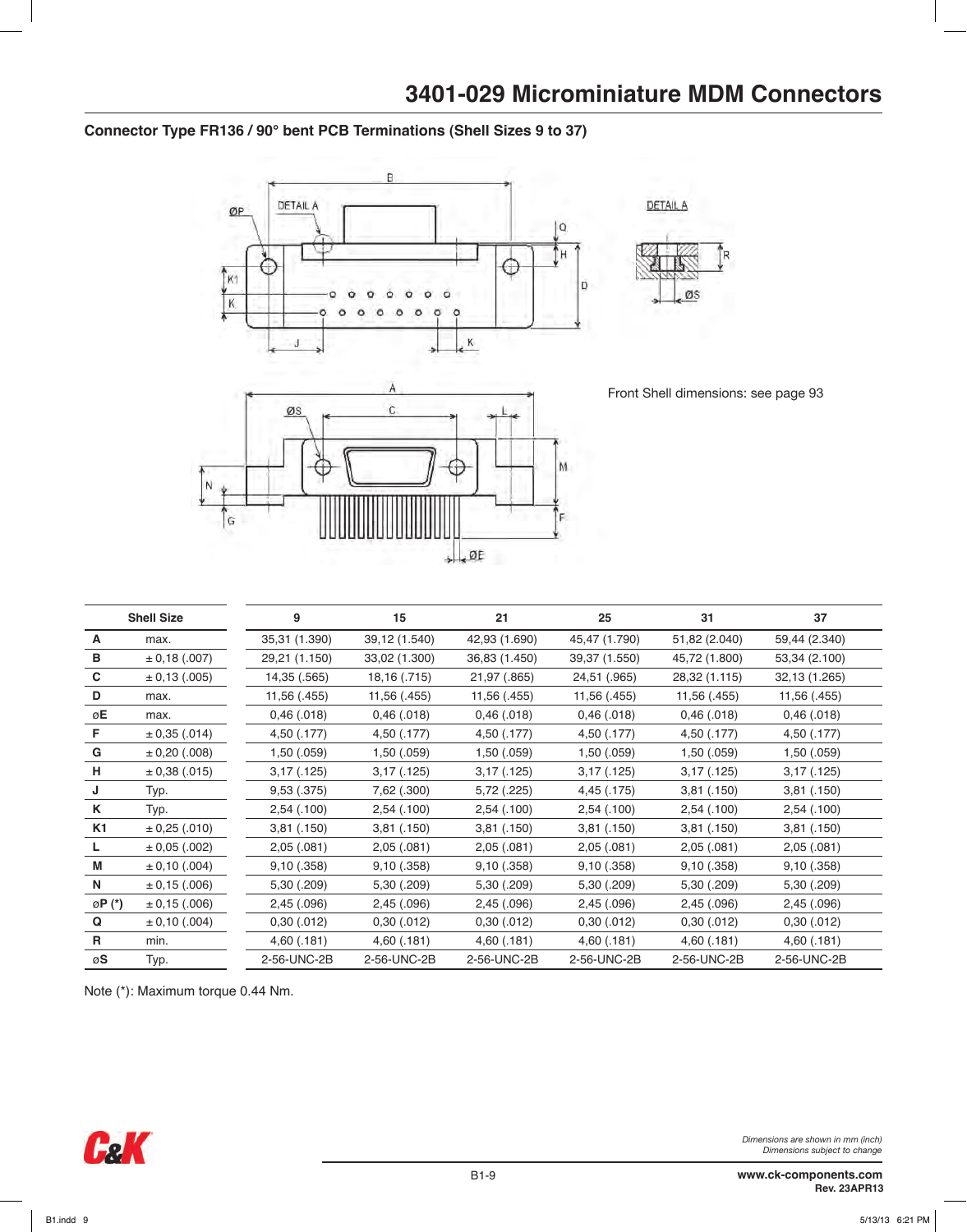# 3401-029 Microminiature MDM Connectors

### Connector Type FR136 / 90° bent PCB Terminations (Shell Sizes 9 to 37)

Front Shell dimensions: see page 93

| Shell Size | | 9 | 15 | 21 | 25 | 31 | 37 |
|---|---|---|---|---|---|---|---|
| **A** | max. | 35,31 (1.390) | 39,12 (1.540) | 42,93 (1.690) | 45,47 (1.790) | 51,82 (2.040) | 59,44 (2.340) |
| **B** | ± 0,18 (.007) | 29,21 (1.150) | 33,02 (1.300) | 36,83 (1.450) | 39,37 (1.550) | 45,72 (1.800) | 53,34 (2.100) |
| **C** | ± 0,13 (.005) | 14,35 (.565) | 18,16 (.715) | 21,97 (.865) | 24,51 (.965) | 28,32 (1.115) | 32,13 (1.265) |
| **D** | max. | 11,56 (.455) | 11,56 (.455) | 11,56 (.455) | 11,56 (.455) | 11,56 (.455) | 11,56 (.455) |
| ø**E** | max. | 0,46 (.018) | 0,46 (.018) | 0,46 (.018) | 0,46 (.018) | 0,46 (.018) | 0,46 (.018) |
| **F** | ± 0,35 (.014) | 4,50 (.177) | 4,50 (.177) | 4,50 (.177) | 4,50 (.177) | 4,50 (.177) | 4,50 (.177) |
| **G** | ± 0,20 (.008) | 1,50 (.059) | 1,50 (.059) | 1,50 (.059) | 1,50 (.059) | 1,50 (.059) | 1,50 (.059) |
| **H** | ± 0,38 (.015) | 3,17 (.125) | 3,17 (.125) | 3,17 (.125) | 3,17 (.125) | 3,17 (.125) | 3,17 (.125) |
| **J** | Typ. | 9,53 (.375) | 7,62 (.300) | 5,72 (.225) | 4,45 (.175) | 3,81 (.150) | 3,81 (.150) |
| **K** | Typ. | 2,54 (.100) | 2,54 (.100) | 2,54 (.100) | 2,54 (.100) | 2,54 (.100) | 2,54 (.100) |
| **K1** | ± 0,25 (.010) | 3,81 (.150) | 3,81 (.150) | 3,81 (.150) | 3,81 (.150) | 3,81 (.150) | 3,81 (.150) |
| **L** | ± 0,05 (.002) | 2,05 (.081) | 2,05 (.081) | 2,05 (.081) | 2,05 (.081) | 2,05 (.081) | 2,05 (.081) |
| **M** | ± 0,10 (.004) | 9,10 (.358) | 9,10 (.358) | 9,10 (.358) | 9,10 (.358) | 9,10 (.358) | 9,10 (.358) |
| **N** | ± 0,15 (.006) | 5,30 (.209) | 5,30 (.209) | 5,30 (.209) | 5,30 (.209) | 5,30 (.209) | 5,30 (.209) |
| ø**P (*)** | ± 0,15 (.006) | 2,45 (.096) | 2,45 (.096) | 2,45 (.096) | 2,45 (.096) | 2,45 (.096) | 2,45 (.096) |
| **Q** | ± 0,10 (.004) | 0,30 (.012) | 0,30 (.012) | 0,30 (.012) | 0,30 (.012) | 0,30 (.012) | 0,30 (.012) |
| **R** | min. | 4,60 (.181) | 4,60 (.181) | 4,60 (.181) | 4,60 (.181) | 4,60 (.181) | 4,60 (.181) |
| ø**S** | Typ. | 2-56-UNC-2B | 2-56-UNC-2B | 2-56-UNC-2B | 2-56-UNC-2B | 2-56-UNC-2B | 2-56-UNC-2B |

Note (*): Maximum torque 0.44 Nm.

*Dimensions are shown in mm (inch)*
*Dimensions subject to change*

**www.ck-components.com**
**Rev. 23APR13**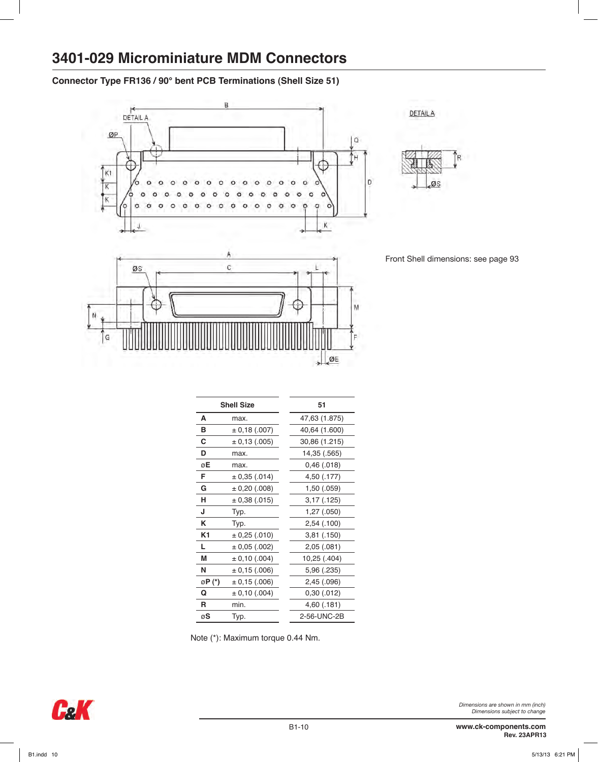# 3401-029 Microminiature MDM Connectors

### Connector Type FR136 / 90° bent PCB Terminations (Shell Size 51)

Front Shell dimensions: see page 93

| Shell Size | | 51 |
|---|---|---|
| **A** | max. | 47,63 (1.875) |
| **B** | ± 0,18 (.007) | 40,64 (1.600) |
| **C** | ± 0,13 (.005) | 30,86 (1.215) |
| **D** | max. | 14,35 (.565) |
| ø**E** | max. | 0,46 (.018) |
| **F** | ± 0,35 (.014) | 4,50 (.177) |
| **G** | ± 0,20 (.008) | 1,50 (.059) |
| **H** | ± 0,38 (.015) | 3,17 (.125) |
| **J** | Typ. | 1,27 (.050) |
| **K** | Typ. | 2,54 (.100) |
| **K1** | ± 0,25 (.010) | 3,81 (.150) |
| **L** | ± 0,05 (.002) | 2,05 (.081) |
| **M** | ± 0,10 (.004) | 10,25 (.404) |
| **N** | ± 0,15 (.006) | 5,96 (.235) |
| ø**P (*)** | ± 0,15 (.006) | 2,45 (.096) |
| **Q** | ± 0,10 (.004) | 0,30 (.012) |
| **R** | min. | 4,60 (.181) |
| ø**S** | Typ. | 2-56-UNC-2B |

Note (*): Maximum torque 0.44 Nm.

*Dimensions are shown in mm (inch)*
*Dimensions subject to change*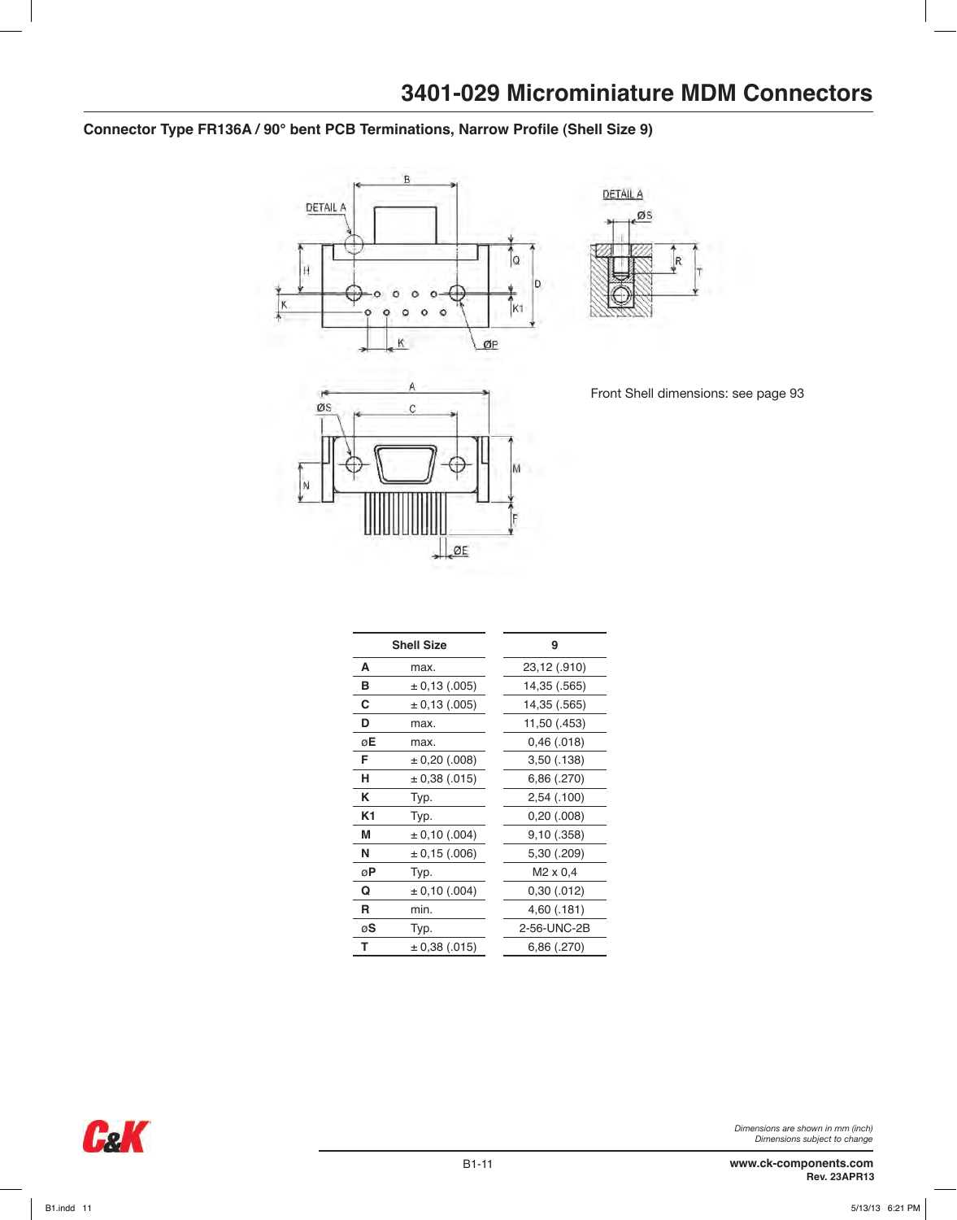# 3401-029 Microminiature MDM Connectors

## Connector Type FR136A / 90° bent PCB Terminations, Narrow Profile (Shell Size 9)

Front Shell dimensions: see page 93

| Shell Size | | 9 |
|---|---|---|
| **A** | max. | 23,12 (.910) |
| **B** | ± 0,13 (.005) | 14,35 (.565) |
| **C** | ± 0,13 (.005) | 14,35 (.565) |
| **D** | max. | 11,50 (.453) |
| **øE** | max. | 0,46 (.018) |
| **F** | ± 0,20 (.008) | 3,50 (.138) |
| **H** | ± 0,38 (.015) | 6,86 (.270) |
| **K** | Typ. | 2,54 (.100) |
| **K1** | Typ. | 0,20 (.008) |
| **M** | ± 0,10 (.004) | 9,10 (.358) |
| **N** | ± 0,15 (.006) | 5,30 (.209) |
| **øP** | Typ. | M2 x 0,4 |
| **Q** | ± 0,10 (.004) | 0,30 (.012) |
| **R** | min. | 4,60 (.181) |
| **øS** | Typ. | 2-56-UNC-2B |
| **T** | ± 0,38 (.015) | 6,86 (.270) |

*Dimensions are shown in mm (inch)*
*Dimensions subject to change*

**www.ck-components.com**
**Rev. 23APR13**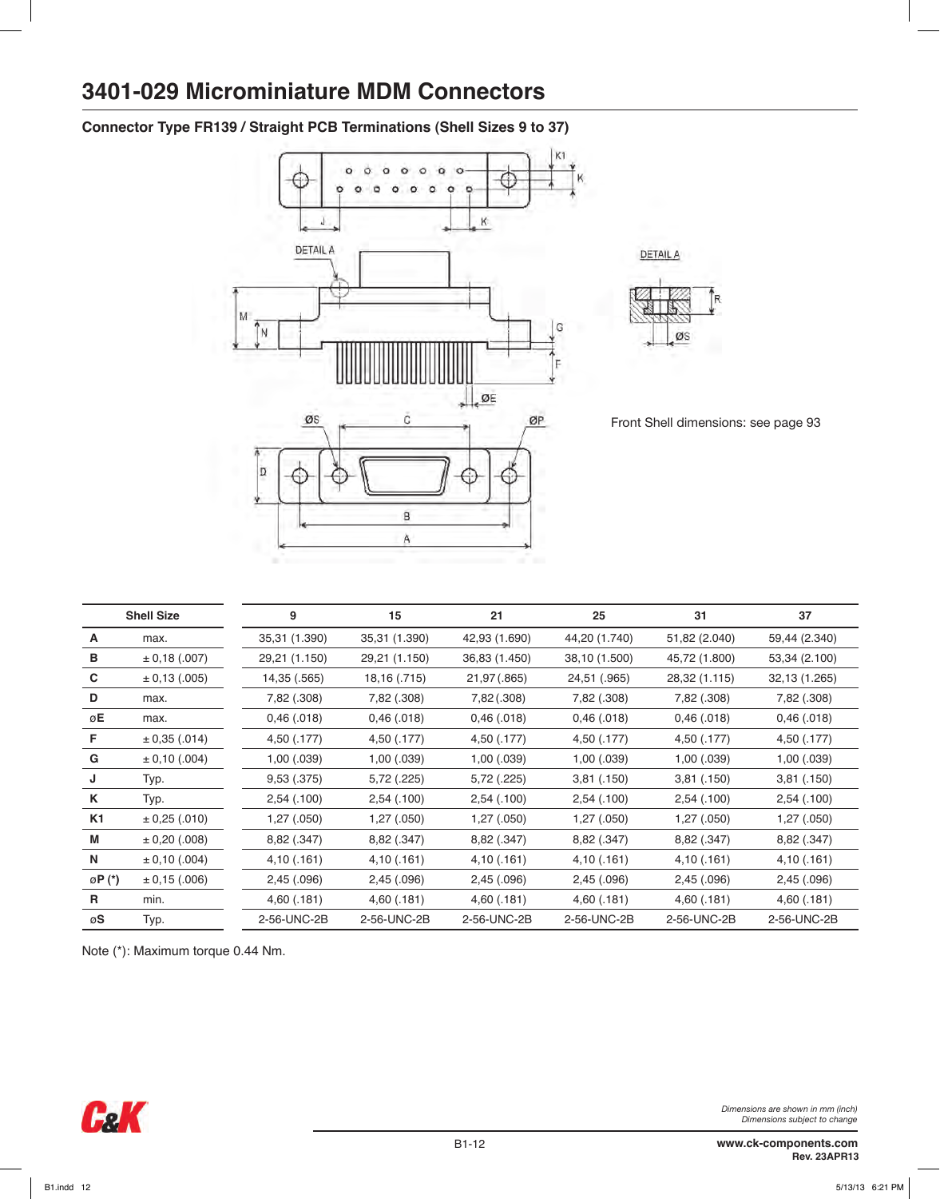# 3401-029 Microminiature MDM Connectors

### Connector Type FR139 / Straight PCB Terminations (Shell Sizes 9 to 37)

Front Shell dimensions: see page 93

| Shell Size | | 9 | 15 | 21 | 25 | 31 | 37 |
|---|---|---|---|---|---|---|---|
| **A** | max. | 35,31 (1.390) | 35,31 (1.390) | 42,93 (1.690) | 44,20 (1.740) | 51,82 (2.040) | 59,44 (2.340) |
| **B** | ± 0,18 (.007) | 29,21 (1.150) | 29,21 (1.150) | 36,83 (1.450) | 38,10 (1.500) | 45,72 (1.800) | 53,34 (2.100) |
| **C** | ± 0,13 (.005) | 14,35 (.565) | 18,16 (.715) | 21,97 (.865) | 24,51 (.965) | 28,32 (1.115) | 32,13 (1.265) |
| **D** | max. | 7,82 (.308) | 7,82 (.308) | 7,82 (.308) | 7,82 (.308) | 7,82 (.308) | 7,82 (.308) |
| **øE** | max. | 0,46 (.018) | 0,46 (.018) | 0,46 (.018) | 0,46 (.018) | 0,46 (.018) | 0,46 (.018) |
| **F** | ± 0,35 (.014) | 4,50 (.177) | 4,50 (.177) | 4,50 (.177) | 4,50 (.177) | 4,50 (.177) | 4,50 (.177) |
| **G** | ± 0,10 (.004) | 1,00 (.039) | 1,00 (.039) | 1,00 (.039) | 1,00 (.039) | 1,00 (.039) | 1,00 (.039) |
| **J** | Typ. | 9,53 (.375) | 5,72 (.225) | 5,72 (.225) | 3,81 (.150) | 3,81 (.150) | 3,81 (.150) |
| **K** | Typ. | 2,54 (.100) | 2,54 (.100) | 2,54 (.100) | 2,54 (.100) | 2,54 (.100) | 2,54 (.100) |
| **K1** | ± 0,25 (.010) | 1,27 (.050) | 1,27 (.050) | 1,27 (.050) | 1,27 (.050) | 1,27 (.050) | 1,27 (.050) |
| **M** | ± 0,20 (.008) | 8,82 (.347) | 8,82 (.347) | 8,82 (.347) | 8,82 (.347) | 8,82 (.347) | 8,82 (.347) |
| **N** | ± 0,10 (.004) | 4,10 (.161) | 4,10 (.161) | 4,10 (.161) | 4,10 (.161) | 4,10 (.161) | 4,10 (.161) |
| **øP (*)** | ± 0,15 (.006) | 2,45 (.096) | 2,45 (.096) | 2,45 (.096) | 2,45 (.096) | 2,45 (.096) | 2,45 (.096) |
| **R** | min. | 4,60 (.181) | 4,60 (.181) | 4,60 (.181) | 4,60 (.181) | 4,60 (.181) | 4,60 (.181) |
| **øS** | Typ. | 2-56-UNC-2B | 2-56-UNC-2B | 2-56-UNC-2B | 2-56-UNC-2B | 2-56-UNC-2B | 2-56-UNC-2B |

Note (*): Maximum torque 0.44 Nm.

*Dimensions are shown in mm (inch)*
*Dimensions subject to change*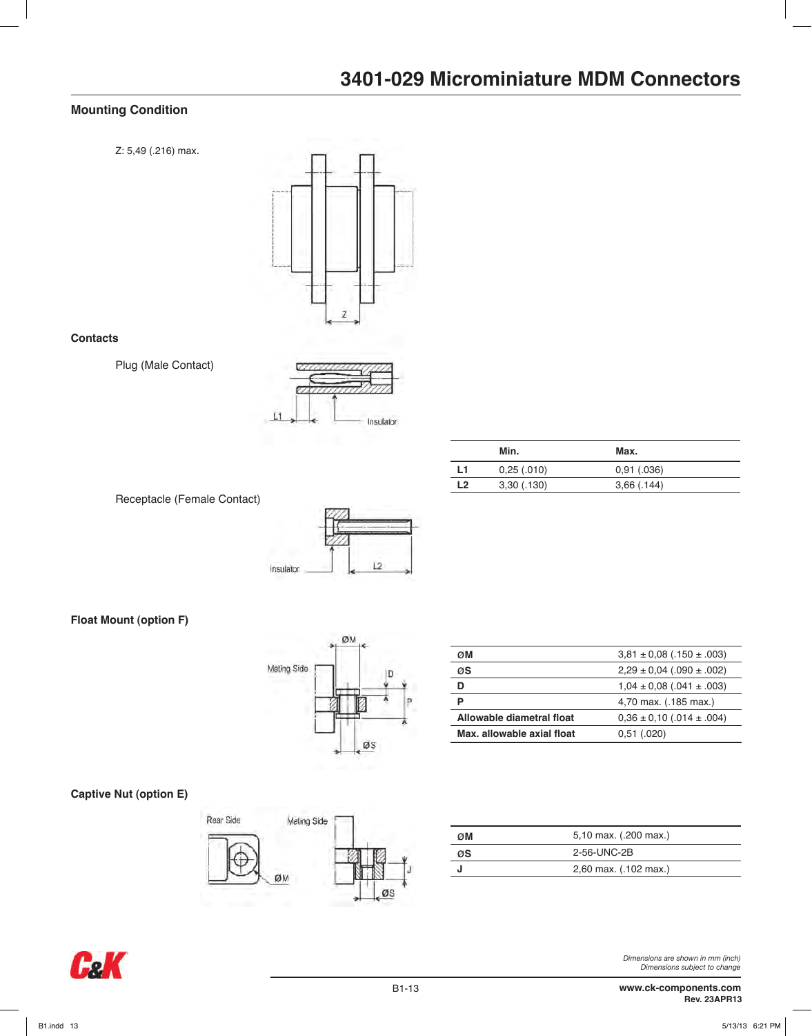# 3401-029 Microminiature MDM Connectors

## Mounting Condition

Z: 5,49 (.216) max.

## Contacts

Plug (Male Contact)

| | Min. | Max. |
|---|---|---|
| **L1** | 0,25 (.010) | 0,91 (.036) |
| **L2** | 3,30 (.130) | 3,66 (.144) |

Receptacle (Female Contact)

## Float Mount (option F)

| | |
|---|---|
| **ØM** | 3,81 ± 0,08 (.150 ± .003) |
| **ØS** | 2,29 ± 0,04 (.090 ± .002) |
| **D** | 1,04 ± 0,08 (.041 ± .003) |
| **P** | 4,70 max. (.185 max.) |
| **Allowable diametral float** | 0,36 ± 0,10 (.014 ± .004) |
| **Max. allowable axial float** | 0,51 (.020) |

## Captive Nut (option E)

| | |
|---|---|
| **ØM** | 5,10 max. (.200 max.) |
| **ØS** | 2-56-UNC-2B |
| **J** | 2,60 max. (.102 max.) |

*Dimensions are shown in mm (inch)*
*Dimensions subject to change*

**www.ck-components.com**
**Rev. 23APR13**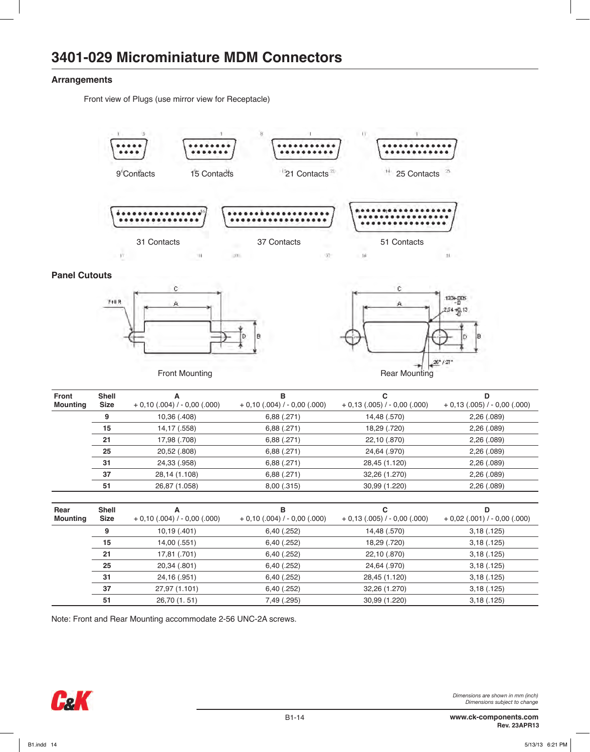# 3401-029 Microminiature MDM Connectors

## Arrangements

Front view of Plugs (use mirror view for Receptacle)

9 Contacts

15 Contacts

21 Contacts

25 Contacts

31 Contacts

37 Contacts

51 Contacts

## Panel Cutouts

Front Mounting

Rear Mounting

| Front Mounting | Shell Size | A<br>+ 0,10 (.004) / - 0,00 (.000) | B<br>+ 0,10 (.004) / - 0,00 (.000) | C<br>+ 0,13 (.005) / - 0,00 (.000) | D<br>+ 0,13 (.005) / - 0,00 (.000) |
|---|---|---|---|---|---|
| | 9 | 10,36 (.408) | 6,88 (.271) | 14,48 (.570) | 2,26 (.089) |
| | 15 | 14,17 (.558) | 6,88 (.271) | 18,29 (.720) | 2,26 (.089) |
| | 21 | 17,98 (.708) | 6,88 (.271) | 22,10 (.870) | 2,26 (.089) |
| | 25 | 20,52 (.808) | 6,88 (.271) | 24,64 (.970) | 2,26 (.089) |
| | 31 | 24,33 (.958) | 6,88 (.271) | 28,45 (1.120) | 2,26 (.089) |
| | 37 | 28,14 (1.108) | 6,88 (.271) | 32,26 (1.270) | 2,26 (.089) |
| | 51 | 26,87 (1.058) | 8,00 (.315) | 30,99 (1.220) | 2,26 (.089) |

| Rear Mounting | Shell Size | A<br>+ 0,10 (.004) / - 0,00 (.000) | B<br>+ 0,10 (.004) / - 0,00 (.000) | C<br>+ 0,13 (.005) / - 0,00 (.000) | D<br>+ 0,02 (.001) / - 0,00 (.000) |
|---|---|---|---|---|---|
| | 9 | 10,19 (.401) | 6,40 (.252) | 14,48 (.570) | 3,18 (.125) |
| | 15 | 14,00 (.551) | 6,40 (.252) | 18,29 (.720) | 3,18 (.125) |
| | 21 | 17,81 (.701) | 6,40 (.252) | 22,10 (.870) | 3,18 (.125) |
| | 25 | 20,34 (.801) | 6,40 (.252) | 24,64 (.970) | 3,18 (.125) |
| | 31 | 24,16 (.951) | 6,40 (.252) | 28,45 (1.120) | 3,18 (.125) |
| | 37 | 27,97 (1.101) | 6,40 (.252) | 32,26 (1.270) | 3,18 (.125) |
| | 51 | 26,70 (1. 51) | 7,49 (.295) | 30,99 (1.220) | 3,18 (.125) |

Note: Front and Rear Mounting accommodate 2-56 UNC-2A screws.

*Dimensions are shown in mm (inch)*
*Dimensions subject to change*

**www.ck-components.com**
**Rev. 23APR13**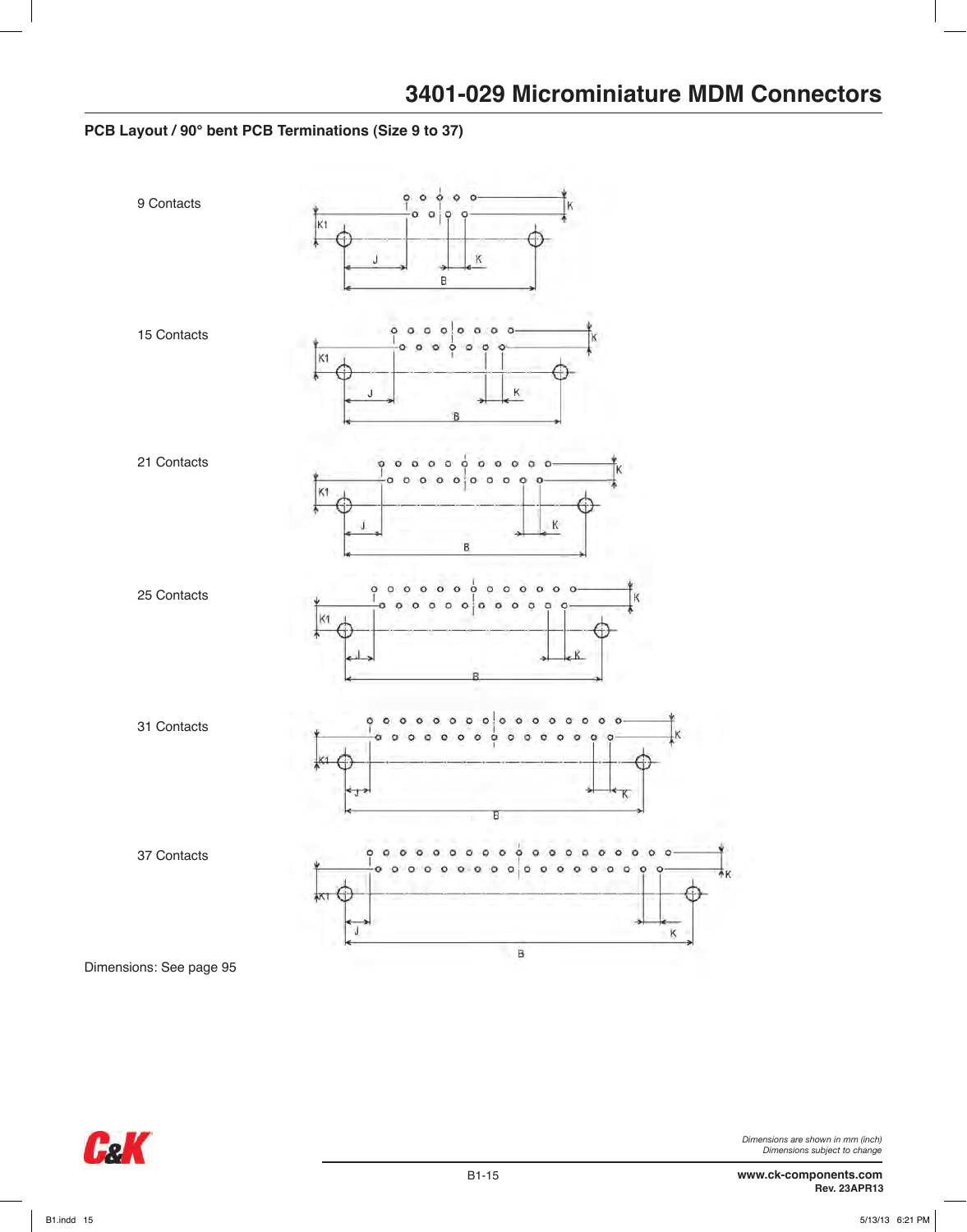## PCB Layout / 90° bent PCB Terminations (Size 9 to 37)

9 Contacts

15 Contacts

21 Contacts

25 Contacts

31 Contacts

37 Contacts

Dimensions: See page 95

*Dimensions are shown in mm (inch)*
*Dimensions subject to change*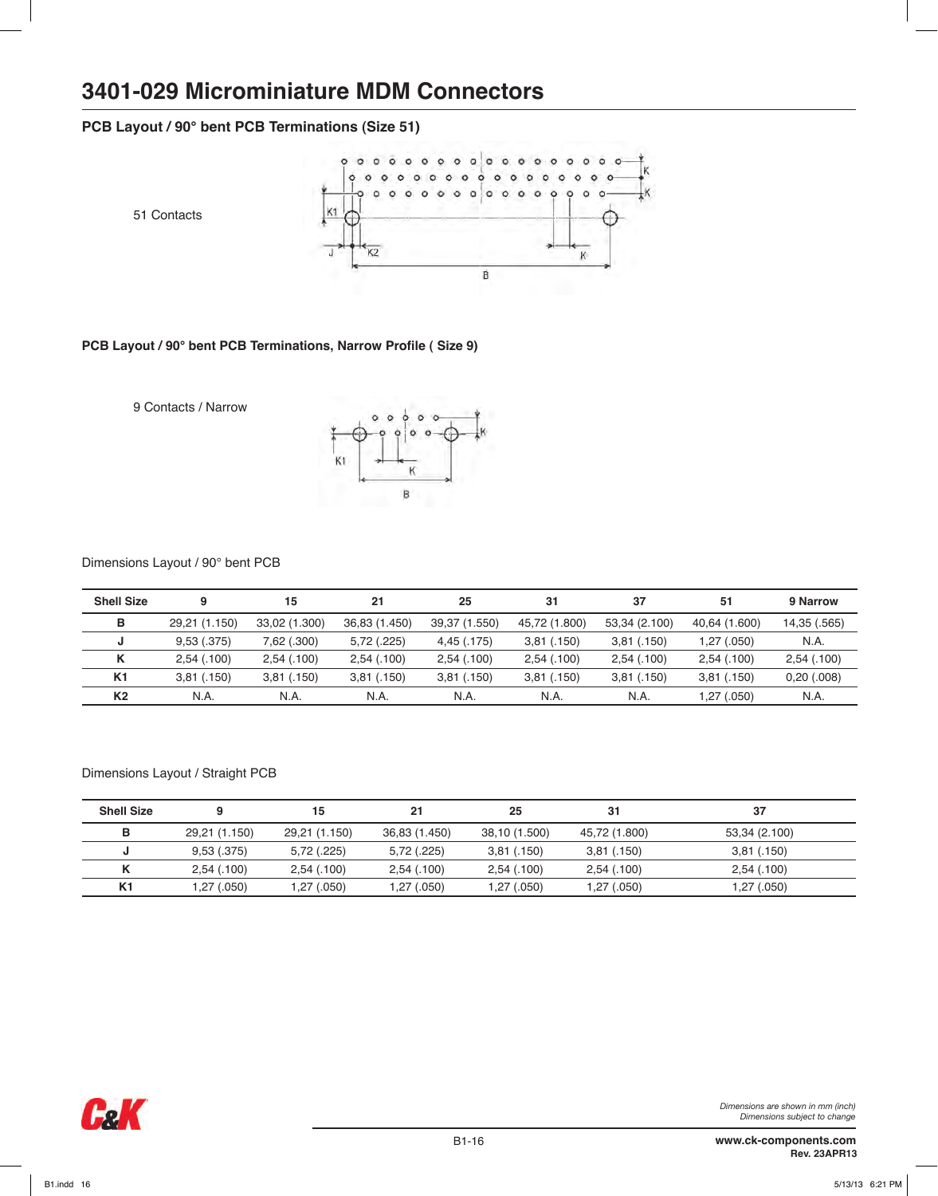# 3401-029 Microminiature MDM Connectors

## PCB Layout / 90° bent PCB Terminations (Size 51)

51 Contacts

K K K1 J K2 K B

## PCB Layout / 90° bent PCB Terminations, Narrow Profile ( Size 9)

9 Contacts / Narrow

K K1 K B

Dimensions Layout / 90° bent PCB

| Shell Size | 9 | 15 | 21 | 25 | 31 | 37 | 51 | 9 Narrow |
|---|---|---|---|---|---|---|---|---|
| B | 29,21 (1.150) | 33,02 (1.300) | 36,83 (1.450) | 39,37 (1.550) | 45,72 (1.800) | 53,34 (2.100) | 40,64 (1.600) | 14,35 (.565) |
| J | 9,53 (.375) | 7,62 (.300) | 5,72 (.225) | 4,45 (.175) | 3,81 (.150) | 3,81 (.150) | 1,27 (.050) | N.A. |
| K | 2,54 (.100) | 2,54 (.100) | 2,54 (.100) | 2,54 (.100) | 2,54 (.100) | 2,54 (.100) | 2,54 (.100) | 2,54 (.100) |
| K1 | 3,81 (.150) | 3,81 (.150) | 3,81 (.150) | 3,81 (.150) | 3,81 (.150) | 3,81 (.150) | 3,81 (.150) | 0,20 (.008) |
| K2 | N.A. | N.A. | N.A. | N.A. | N.A. | N.A. | 1,27 (.050) | N.A. |

Dimensions Layout / Straight PCB

| Shell Size | 9 | 15 | 21 | 25 | 31 | 37 |
|---|---|---|---|---|---|---|
| B | 29,21 (1.150) | 29,21 (1.150) | 36,83 (1.450) | 38,10 (1.500) | 45,72 (1.800) | 53,34 (2.100) |
| J | 9,53 (.375) | 5,72 (.225) | 5,72 (.225) | 3,81 (.150) | 3,81 (.150) | 3,81 (.150) |
| K | 2,54 (.100) | 2,54 (.100) | 2,54 (.100) | 2,54 (.100) | 2,54 (.100) | 2,54 (.100) |
| K1 | 1,27 (.050) | 1,27 (.050) | 1,27 (.050) | 1,27 (.050) | 1,27 (.050) | 1,27 (.050) |

*Dimensions are shown in mm (inch)*
*Dimensions subject to change*

**www.ck-components.com**
**Rev. 23APR13**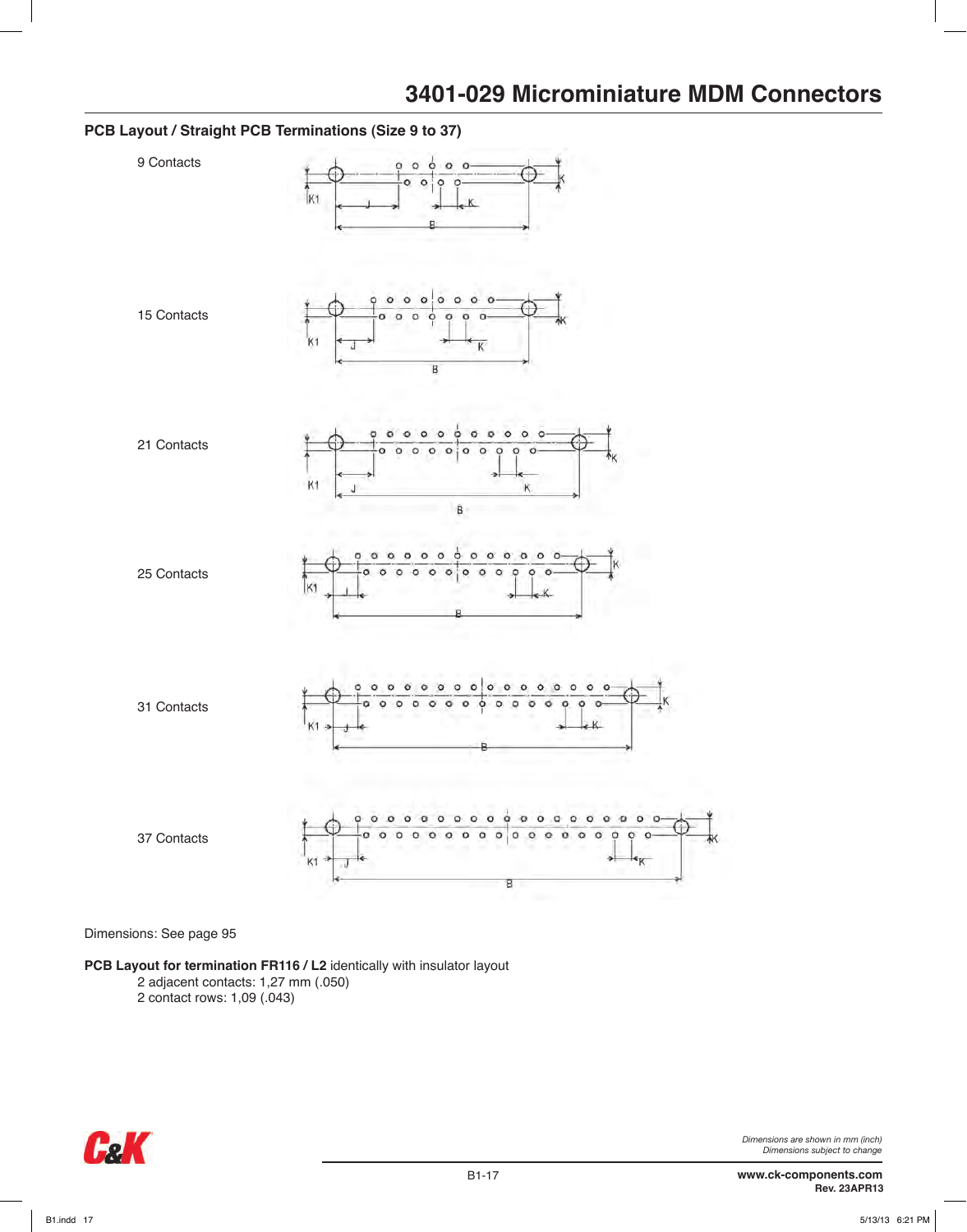# 3401-029 Microminiature MDM Connectors

## PCB Layout / Straight PCB Terminations (Size 9 to 37)

9 Contacts

15 Contacts

21 Contacts

25 Contacts

31 Contacts

37 Contacts

Dimensions: See page 95

**PCB Layout for termination FR116 / L2** identically with insulator layout

2 adjacent contacts: 1,27 mm (.050)

2 contact rows: 1,09 (.043)

*Dimensions are shown in mm (inch)*
*Dimensions subject to change*

www.ck-components.com
Rev. 23APR13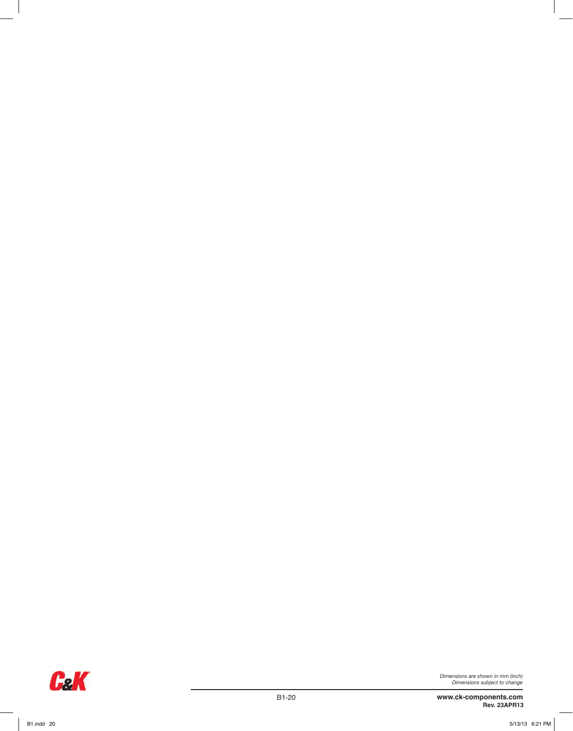*Dimensions are shown in mm (inch)*
*Dimensions subject to change*

**www.ck-components.com**
**Rev. 23APR13**